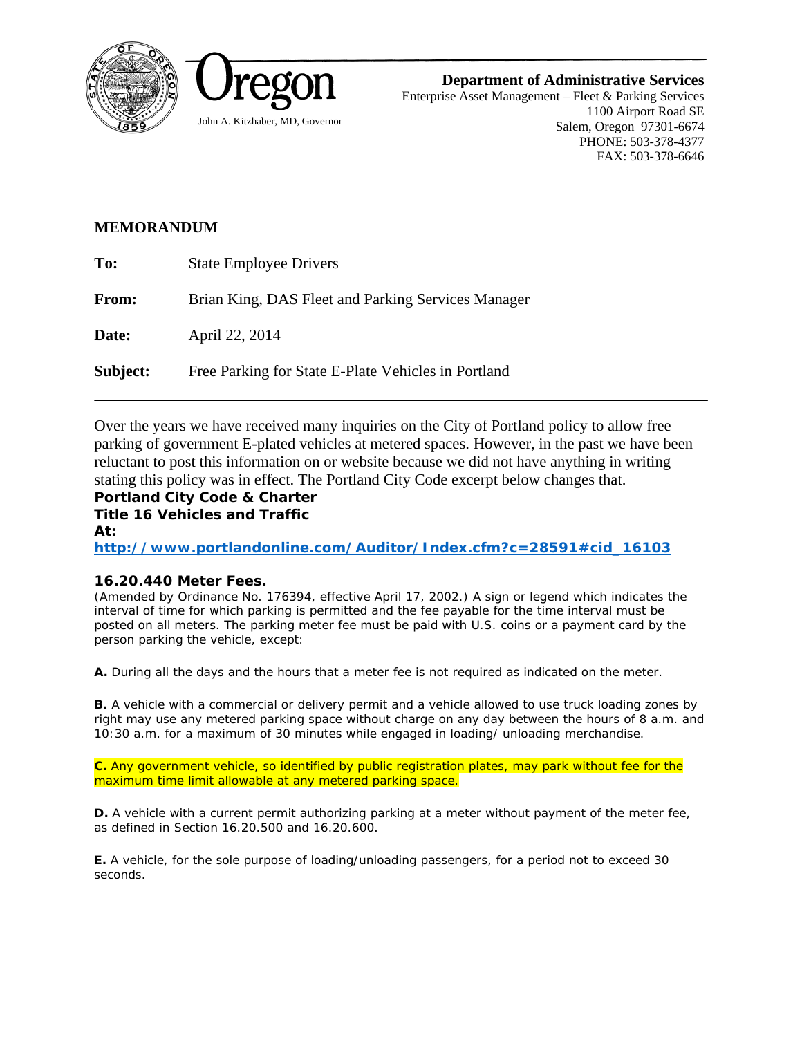Oregon

John A. Kitzhaber, MD, Governor

**Department of Administrative Services**
Enterprise Asset Management – Fleet & Parking Services
1100 Airport Road SE
Salem, Oregon 97301-6674
PHONE: 503-378-4377
FAX: 503-378-6646

## MEMORANDUM

**To:** State Employee Drivers

**From:** Brian King, DAS Fleet and Parking Services Manager

**Date:** April 22, 2014

**Subject:** Free Parking for State E-Plate Vehicles in Portland

---

Over the years we have received many inquiries on the City of Portland policy to allow free parking of government E-plated vehicles at metered spaces. However, in the past we have been reluctant to post this information on or website because we did not have anything in writing stating this policy was in effect. The Portland City Code excerpt below changes that.

**Portland City Code & Charter**
**Title 16 Vehicles and Traffic**
**At:**
**http://www.portlandonline.com/Auditor/Index.cfm?c=28591#cid_16103**

**16.20.440 Meter Fees.**

(Amended by Ordinance No. 176394, effective April 17, 2002.) A sign or legend which indicates the interval of time for which parking is permitted and the fee payable for the time interval must be posted on all meters. The parking meter fee must be paid with U.S. coins or a payment card by the person parking the vehicle, except:

**A.** During all the days and the hours that a meter fee is not required as indicated on the meter.

**B.** A vehicle with a commercial or delivery permit and a vehicle allowed to use truck loading zones by right may use any metered parking space without charge on any day between the hours of 8 a.m. and 10:30 a.m. for a maximum of 30 minutes while engaged in loading/ unloading merchandise.

**C.** Any government vehicle, so identified by public registration plates, may park without fee for the maximum time limit allowable at any metered parking space.

**D.** A vehicle with a current permit authorizing parking at a meter without payment of the meter fee, as defined in Section 16.20.500 and 16.20.600.

**E.** A vehicle, for the sole purpose of loading/unloading passengers, for a period not to exceed 30 seconds.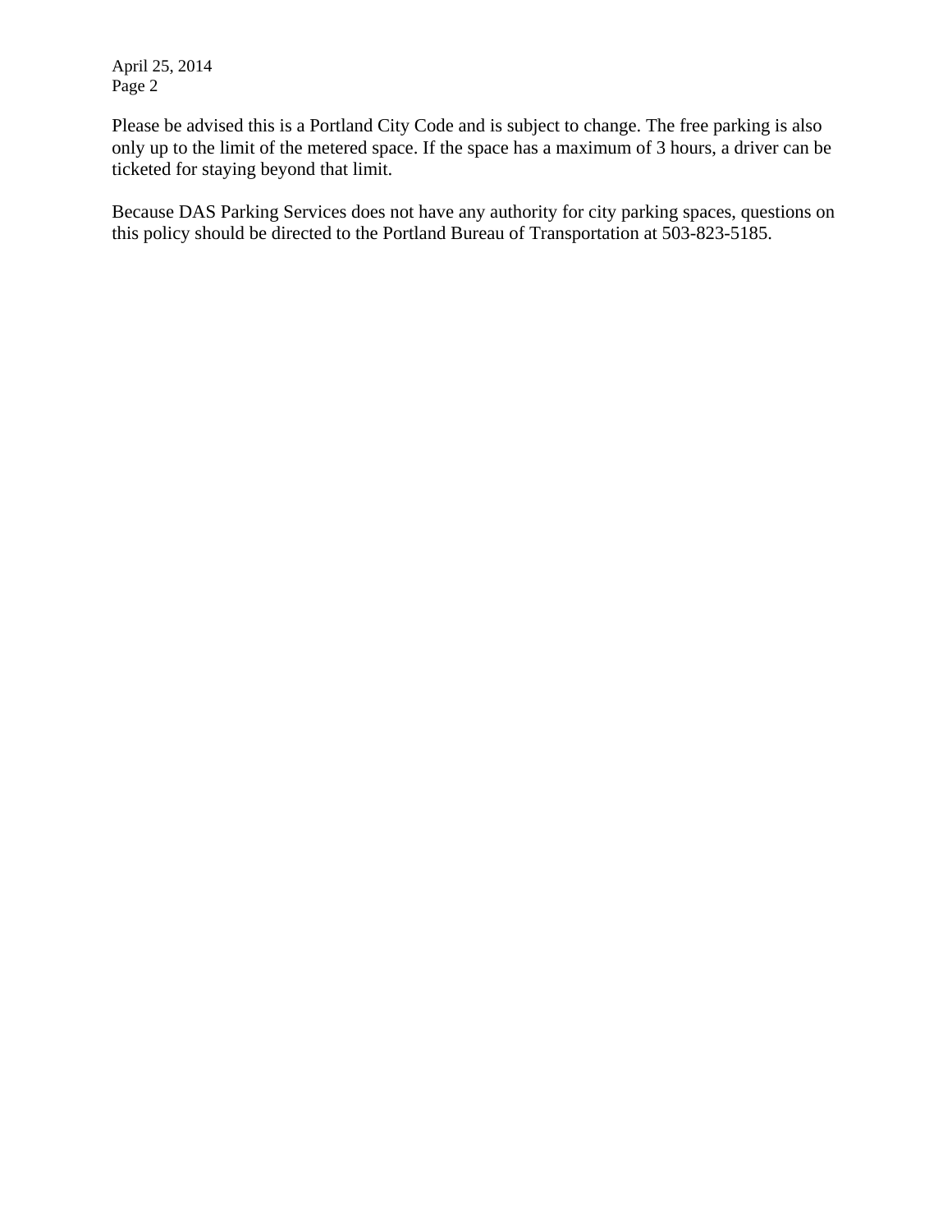Please be advised this is a Portland City Code and is subject to change. The free parking is also only up to the limit of the metered space. If the space has a maximum of 3 hours, a driver can be ticketed for staying beyond that limit.

Because DAS Parking Services does not have any authority for city parking spaces, questions on this policy should be directed to the Portland Bureau of Transportation at 503-823-5185.